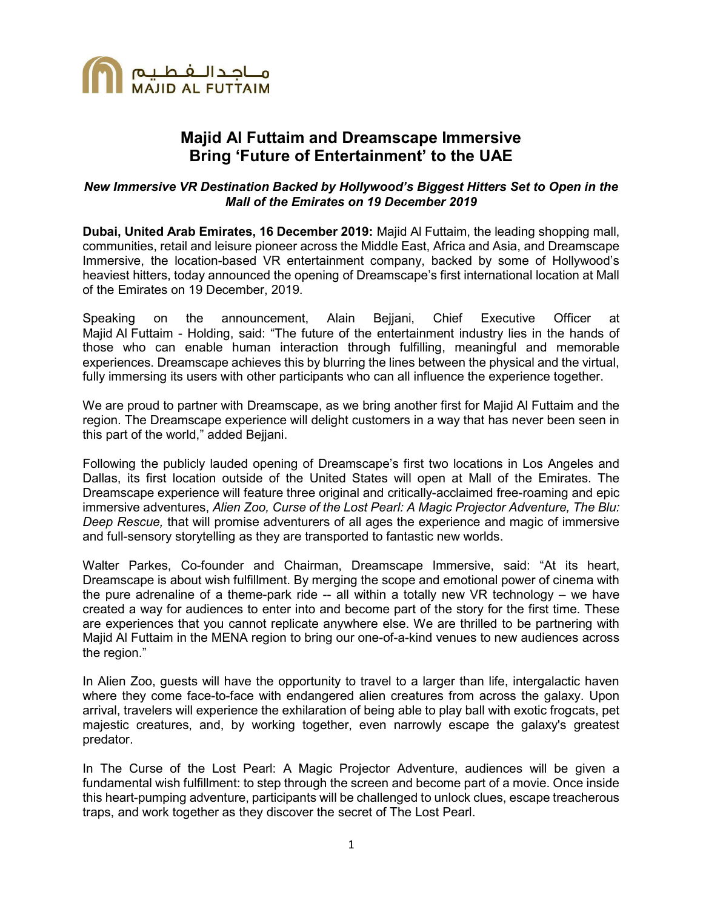مـاجـدالـفـطـيـم
MAJID AL FUTTAIM

# Majid Al Futtaim and Dreamscape Immersive Bring 'Future of Entertainment' to the UAE

***New Immersive VR Destination Backed by Hollywood's Biggest Hitters Set to Open in the Mall of the Emirates on 19 December 2019***

**Dubai, United Arab Emirates, 16 December 2019:** Majid Al Futtaim, the leading shopping mall, communities, retail and leisure pioneer across the Middle East, Africa and Asia, and Dreamscape Immersive, the location-based VR entertainment company, backed by some of Hollywood's heaviest hitters, today announced the opening of Dreamscape's first international location at Mall of the Emirates on 19 December, 2019.

Speaking on the announcement, Alain Bejjani, Chief Executive Officer at Majid Al Futtaim - Holding, said: "The future of the entertainment industry lies in the hands of those who can enable human interaction through fulfilling, meaningful and memorable experiences. Dreamscape achieves this by blurring the lines between the physical and the virtual, fully immersing its users with other participants who can all influence the experience together.

We are proud to partner with Dreamscape, as we bring another first for Majid Al Futtaim and the region. The Dreamscape experience will delight customers in a way that has never been seen in this part of the world," added Bejjani.

Following the publicly lauded opening of Dreamscape's first two locations in Los Angeles and Dallas, its first location outside of the United States will open at Mall of the Emirates. The Dreamscape experience will feature three original and critically-acclaimed free-roaming and epic immersive adventures, *Alien Zoo, Curse of the Lost Pearl: A Magic Projector Adventure, The Blu: Deep Rescue,* that will promise adventurers of all ages the experience and magic of immersive and full-sensory storytelling as they are transported to fantastic new worlds.

Walter Parkes, Co-founder and Chairman, Dreamscape Immersive, said: "At its heart, Dreamscape is about wish fulfillment. By merging the scope and emotional power of cinema with the pure adrenaline of a theme-park ride -- all within a totally new VR technology – we have created a way for audiences to enter into and become part of the story for the first time. These are experiences that you cannot replicate anywhere else. We are thrilled to be partnering with Majid Al Futtaim in the MENA region to bring our one-of-a-kind venues to new audiences across the region."

In Alien Zoo, guests will have the opportunity to travel to a larger than life, intergalactic haven where they come face-to-face with endangered alien creatures from across the galaxy. Upon arrival, travelers will experience the exhilaration of being able to play ball with exotic frogcats, pet majestic creatures, and, by working together, even narrowly escape the galaxy's greatest predator.

In The Curse of the Lost Pearl: A Magic Projector Adventure, audiences will be given a fundamental wish fulfillment: to step through the screen and become part of a movie. Once inside this heart-pumping adventure, participants will be challenged to unlock clues, escape treacherous traps, and work together as they discover the secret of The Lost Pearl.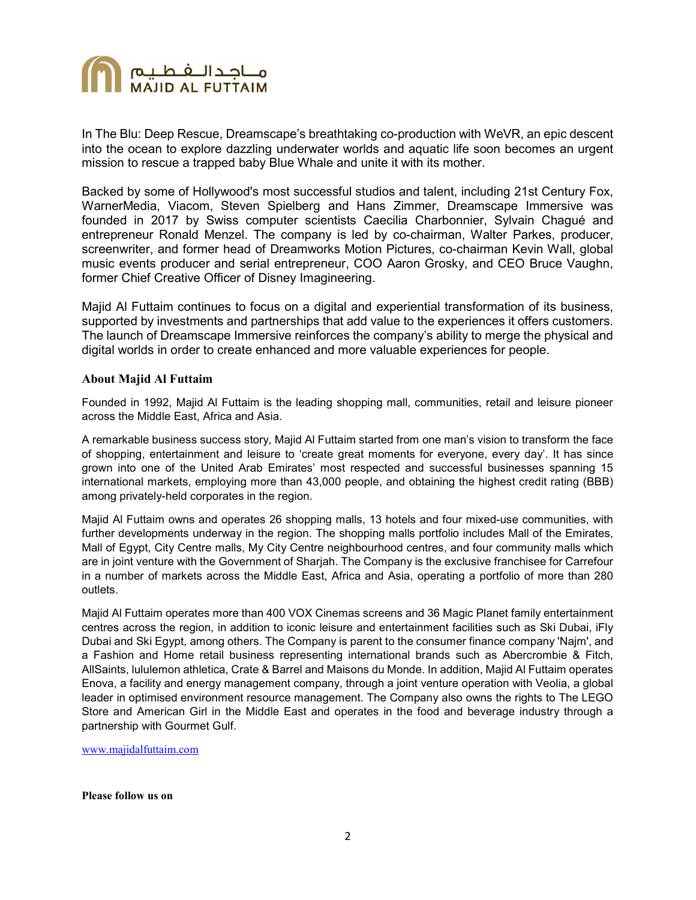In The Blu: Deep Rescue, Dreamscape's breathtaking co-production with WeVR, an epic descent into the ocean to explore dazzling underwater worlds and aquatic life soon becomes an urgent mission to rescue a trapped baby Blue Whale and unite it with its mother.

Backed by some of Hollywood's most successful studios and talent, including 21st Century Fox, WarnerMedia, Viacom, Steven Spielberg and Hans Zimmer, Dreamscape Immersive was founded in 2017 by Swiss computer scientists Caecilia Charbonnier, Sylvain Chagué and entrepreneur Ronald Menzel. The company is led by co-chairman, Walter Parkes, producer, screenwriter, and former head of Dreamworks Motion Pictures, co-chairman Kevin Wall, global music events producer and serial entrepreneur, COO Aaron Grosky, and CEO Bruce Vaughn, former Chief Creative Officer of Disney Imagineering.

Majid Al Futtaim continues to focus on a digital and experiential transformation of its business, supported by investments and partnerships that add value to the experiences it offers customers. The launch of Dreamscape Immersive reinforces the company's ability to merge the physical and digital worlds in order to create enhanced and more valuable experiences for people.

**About Majid Al Futtaim**

Founded in 1992, Majid Al Futtaim is the leading shopping mall, communities, retail and leisure pioneer across the Middle East, Africa and Asia.

A remarkable business success story, Majid Al Futtaim started from one man's vision to transform the face of shopping, entertainment and leisure to 'create great moments for everyone, every day'. It has since grown into one of the United Arab Emirates' most respected and successful businesses spanning 15 international markets, employing more than 43,000 people, and obtaining the highest credit rating (BBB) among privately-held corporates in the region.

Majid Al Futtaim owns and operates 26 shopping malls, 13 hotels and four mixed-use communities, with further developments underway in the region. The shopping malls portfolio includes Mall of the Emirates, Mall of Egypt, City Centre malls, My City Centre neighbourhood centres, and four community malls which are in joint venture with the Government of Sharjah. The Company is the exclusive franchisee for Carrefour in a number of markets across the Middle East, Africa and Asia, operating a portfolio of more than 280 outlets.

Majid Al Futtaim operates more than 400 VOX Cinemas screens and 36 Magic Planet family entertainment centres across the region, in addition to iconic leisure and entertainment facilities such as Ski Dubai, iFly Dubai and Ski Egypt, among others. The Company is parent to the consumer finance company 'Najm', and a Fashion and Home retail business representing international brands such as Abercrombie & Fitch, AllSaints, lululemon athletica, Crate & Barrel and Maisons du Monde. In addition, Majid Al Futtaim operates Enova, a facility and energy management company, through a joint venture operation with Veolia, a global leader in optimised environment resource management. The Company also owns the rights to The LEGO Store and American Girl in the Middle East and operates in the food and beverage industry through a partnership with Gourmet Gulf.

[www.majidalfuttaim.com](http://www.majidalfuttaim.com)

**Please follow us on**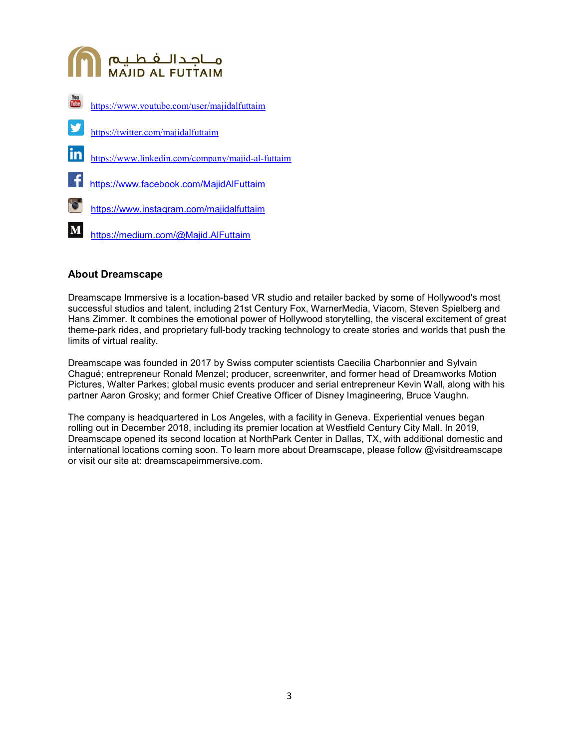مـاجـد الـفـطـيـم
MAJID AL FUTTAIM

https://www.youtube.com/user/majidalfuttaim

https://twitter.com/majidalfuttaim

https://www.linkedin.com/company/majid-al-futtaim

https://www.facebook.com/MajidAlFuttaim

https://www.instagram.com/majidalfuttaim

https://medium.com/@Majid.AlFuttaim

**About Dreamscape**

Dreamscape Immersive is a location-based VR studio and retailer backed by some of Hollywood's most successful studios and talent, including 21st Century Fox, WarnerMedia, Viacom, Steven Spielberg and Hans Zimmer. It combines the emotional power of Hollywood storytelling, the visceral excitement of great theme-park rides, and proprietary full-body tracking technology to create stories and worlds that push the limits of virtual reality.

Dreamscape was founded in 2017 by Swiss computer scientists Caecilia Charbonnier and Sylvain Chagué; entrepreneur Ronald Menzel; producer, screenwriter, and former head of Dreamworks Motion Pictures, Walter Parkes; global music events producer and serial entrepreneur Kevin Wall, along with his partner Aaron Grosky; and former Chief Creative Officer of Disney Imagineering, Bruce Vaughn.

The company is headquartered in Los Angeles, with a facility in Geneva. Experiential venues began rolling out in December 2018, including its premier location at Westfield Century City Mall. In 2019, Dreamscape opened its second location at NorthPark Center in Dallas, TX, with additional domestic and international locations coming soon. To learn more about Dreamscape, please follow @visitdreamscape or visit our site at: dreamscapeimmersive.com.